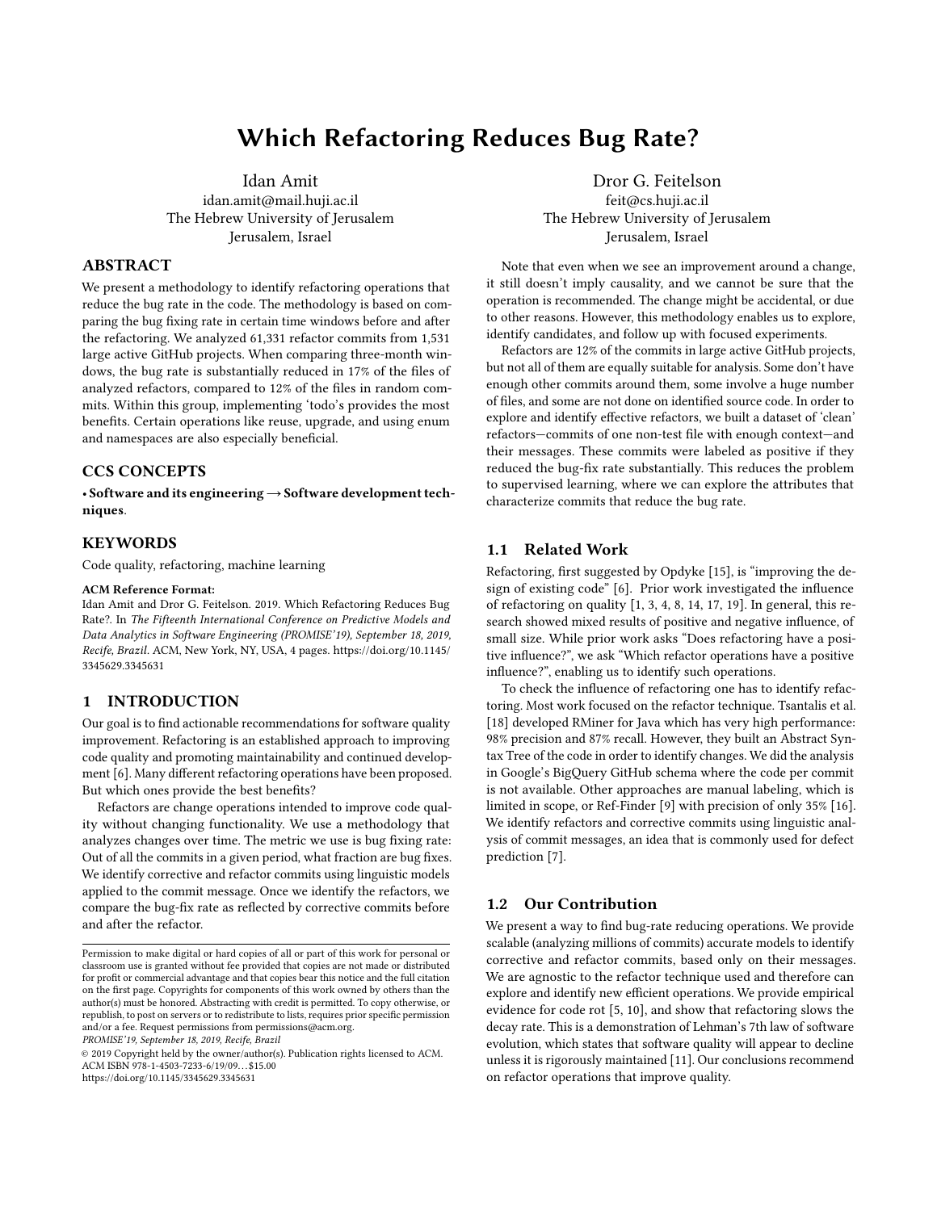# Which Refactoring Reduces Bug Rate?

Idan Amit
idan.amit@mail.huji.ac.il
The Hebrew University of Jerusalem
Jerusalem, Israel

Dror G. Feitelson
feit@cs.huji.ac.il
The Hebrew University of Jerusalem
Jerusalem, Israel

## ABSTRACT

We present a methodology to identify refactoring operations that reduce the bug rate in the code. The methodology is based on comparing the bug fixing rate in certain time windows before and after the refactoring. We analyzed 61,331 refactor commits from 1,531 large active GitHub projects. When comparing three-month windows, the bug rate is substantially reduced in 17% of the files of analyzed refactors, compared to 12% of the files in random commits. Within this group, implementing 'todo's provides the most benefits. Certain operations like reuse, upgrade, and using enum and namespaces are also especially beneficial.

## CCS CONCEPTS

• **Software and its engineering → Software development techniques**.

## KEYWORDS

Code quality, refactoring, machine learning

**ACM Reference Format:**
Idan Amit and Dror G. Feitelson. 2019. Which Refactoring Reduces Bug Rate?. In *The Fifteenth International Conference on Predictive Models and Data Analytics in Software Engineering (PROMISE'19), September 18, 2019, Recife, Brazil.* ACM, New York, NY, USA, 4 pages. https://doi.org/10.1145/3345629.3345631

## 1 INTRODUCTION

Our goal is to find actionable recommendations for software quality improvement. Refactoring is an established approach to improving code quality and promoting maintainability and continued development [6]. Many different refactoring operations have been proposed. But which ones provide the best benefits?

Refactors are change operations intended to improve code quality without changing functionality. We use a methodology that analyzes changes over time. The metric we use is bug fixing rate: Out of all the commits in a given period, what fraction are bug fixes. We identify corrective and refactor commits using linguistic models applied to the commit message. Once we identify the refactors, we compare the bug-fix rate as reflected by corrective commits before and after the refactor.

Permission to make digital or hard copies of all or part of this work for personal or classroom use is granted without fee provided that copies are not made or distributed for profit or commercial advantage and that copies bear this notice and the full citation on the first page. Copyrights for components of this work owned by others than the author(s) must be honored. Abstracting with credit is permitted. To copy otherwise, or republish, to post on servers or to redistribute to lists, requires prior specific permission and/or a fee. Request permissions from permissions@acm.org.
*PROMISE'19, September 18, 2019, Recife, Brazil*
© 2019 Copyright held by the owner/author(s). Publication rights licensed to ACM.
ACM ISBN 978-1-4503-7233-6/19/09...$15.00
https://doi.org/10.1145/3345629.3345631

Note that even when we see an improvement around a change, it still doesn't imply causality, and we cannot be sure that the operation is recommended. The change might be accidental, or due to other reasons. However, this methodology enables us to explore, identify candidates, and follow up with focused experiments.

Refactors are 12% of the commits in large active GitHub projects, but not all of them are equally suitable for analysis. Some don't have enough other commits around them, some involve a huge number of files, and some are not done on identified source code. In order to explore and identify effective refactors, we built a dataset of 'clean' refactors—commits of one non-test file with enough context—and their messages. These commits were labeled as positive if they reduced the bug-fix rate substantially. This reduces the problem to supervised learning, where we can explore the attributes that characterize commits that reduce the bug rate.

### 1.1 Related Work

Refactoring, first suggested by Opdyke [15], is "improving the design of existing code" [6]. Prior work investigated the influence of refactoring on quality [1, 3, 4, 8, 14, 17, 19]. In general, this research showed mixed results of positive and negative influence, of small size. While prior work asks "Does refactoring have a positive influence?", we ask "Which refactor operations have a positive influence?", enabling us to identify such operations.

To check the influence of refactoring one has to identify refactoring. Most work focused on the refactor technique. Tsantalis et al. [18] developed RMiner for Java which has very high performance: 98% precision and 87% recall. However, they built an Abstract Syntax Tree of the code in order to identify changes. We did the analysis in Google's BigQuery GitHub schema where the code per commit is not available. Other approaches are manual labeling, which is limited in scope, or Ref-Finder [9] with precision of only 35% [16]. We identify refactors and corrective commits using linguistic analysis of commit messages, an idea that is commonly used for defect prediction [7].

### 1.2 Our Contribution

We present a way to find bug-rate reducing operations. We provide scalable (analyzing millions of commits) accurate models to identify corrective and refactor commits, based only on their messages. We are agnostic to the refactor technique used and therefore can explore and identify new efficient operations. We provide empirical evidence for code rot [5, 10], and show that refactoring slows the decay rate. This is a demonstration of Lehman's 7th law of software evolution, which states that software quality will appear to decline unless it is rigorously maintained [11]. Our conclusions recommend on refactor operations that improve quality.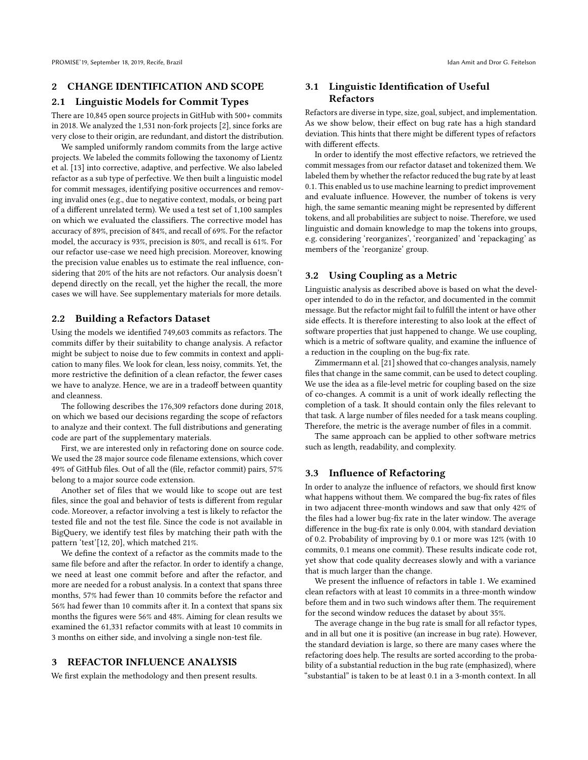## 2 CHANGE IDENTIFICATION AND SCOPE

### 2.1 Linguistic Models for Commit Types

There are 10,845 open source projects in GitHub with 500+ commits in 2018. We analyzed the 1,531 non-fork projects [2], since forks are very close to their origin, are redundant, and distort the distribution.

We sampled uniformly random commits from the large active projects. We labeled the commits following the taxonomy of Lientz et al. [13] into corrective, adaptive, and perfective. We also labeled refactor as a sub type of perfective. We then built a linguistic model for commit messages, identifying positive occurrences and removing invalid ones (e.g., due to negative context, modals, or being part of a different unrelated term). We used a test set of 1,100 samples on which we evaluated the classifiers. The corrective model has accuracy of 89%, precision of 84%, and recall of 69%. For the refactor model, the accuracy is 93%, precision is 80%, and recall is 61%. For our refactor use-case we need high precision. Moreover, knowing the precision value enables us to estimate the real influence, considering that 20% of the hits are not refactors. Our analysis doesn't depend directly on the recall, yet the higher the recall, the more cases we will have. See supplementary materials for more details.

### 2.2 Building a Refactors Dataset

Using the models we identified 749,603 commits as refactors. The commits differ by their suitability to change analysis. A refactor might be subject to noise due to few commits in context and application to many files. We look for clean, less noisy, commits. Yet, the more restrictive the definition of a clean refactor, the fewer cases we have to analyze. Hence, we are in a tradeoff between quantity and cleanness.

The following describes the 176,309 refactors done during 2018, on which we based our decisions regarding the scope of refactors to analyze and their context. The full distributions and generating code are part of the supplementary materials.

First, we are interested only in refactoring done on source code. We used the 28 major source code filename extensions, which cover 49% of GitHub files. Out of all the (file, refactor commit) pairs, 57% belong to a major source code extension.

Another set of files that we would like to scope out are test files, since the goal and behavior of tests is different from regular code. Moreover, a refactor involving a test is likely to refactor the tested file and not the test file. Since the code is not available in BigQuery, we identify test files by matching their path with the pattern 'test'[12, 20], which matched 21%.

We define the context of a refactor as the commits made to the same file before and after the refactor. In order to identify a change, we need at least one commit before and after the refactor, and more are needed for a robust analysis. In a context that spans three months, 57% had fewer than 10 commits before the refactor and 56% had fewer than 10 commits after it. In a context that spans six months the figures were 56% and 48%. Aiming for clean results we examined the 61,331 refactor commits with at least 10 commits in 3 months on either side, and involving a single non-test file.

## 3 REFACTOR INFLUENCE ANALYSIS

We first explain the methodology and then present results.

### 3.1 Linguistic Identification of Useful Refactors

Refactors are diverse in type, size, goal, subject, and implementation. As we show below, their effect on bug rate has a high standard deviation. This hints that there might be different types of refactors with different effects.

In order to identify the most effective refactors, we retrieved the commit messages from our refactor dataset and tokenized them. We labeled them by whether the refactor reduced the bug rate by at least 0.1. This enabled us to use machine learning to predict improvement and evaluate influence. However, the number of tokens is very high, the same semantic meaning might be represented by different tokens, and all probabilities are subject to noise. Therefore, we used linguistic and domain knowledge to map the tokens into groups, e.g. considering 'reorganizes', 'reorganized' and 'repackaging' as members of the 'reorganize' group.

### 3.2 Using Coupling as a Metric

Linguistic analysis as described above is based on what the developer intended to do in the refactor, and documented in the commit message. But the refactor might fail to fulfill the intent or have other side effects. It is therefore interesting to also look at the effect of software properties that just happened to change. We use coupling, which is a metric of software quality, and examine the influence of a reduction in the coupling on the bug-fix rate.

Zimmermann et al. [21] showed that co-changes analysis, namely files that change in the same commit, can be used to detect coupling. We use the idea as a file-level metric for coupling based on the size of co-changes. A commit is a unit of work ideally reflecting the completion of a task. It should contain only the files relevant to that task. A large number of files needed for a task means coupling. Therefore, the metric is the average number of files in a commit.

The same approach can be applied to other software metrics such as length, readability, and complexity.

### 3.3 Influence of Refactoring

In order to analyze the influence of refactors, we should first know what happens without them. We compared the bug-fix rates of files in two adjacent three-month windows and saw that only 42% of the files had a lower bug-fix rate in the later window. The average difference in the bug-fix rate is only 0.004, with standard deviation of 0.2. Probability of improving by 0.1 or more was 12% (with 10 commits, 0.1 means one commit). These results indicate code rot, yet show that code quality decreases slowly and with a variance that is much larger than the change.

We present the influence of refactors in table 1. We examined clean refactors with at least 10 commits in a three-month window before them and in two such windows after them. The requirement for the second window reduces the dataset by about 35%.

The average change in the bug rate is small for all refactor types, and in all but one it is positive (an increase in bug rate). However, the standard deviation is large, so there are many cases where the refactoring does help. The results are sorted according to the probability of a substantial reduction in the bug rate (emphasized), where "substantial" is taken to be at least 0.1 in a 3-month context. In all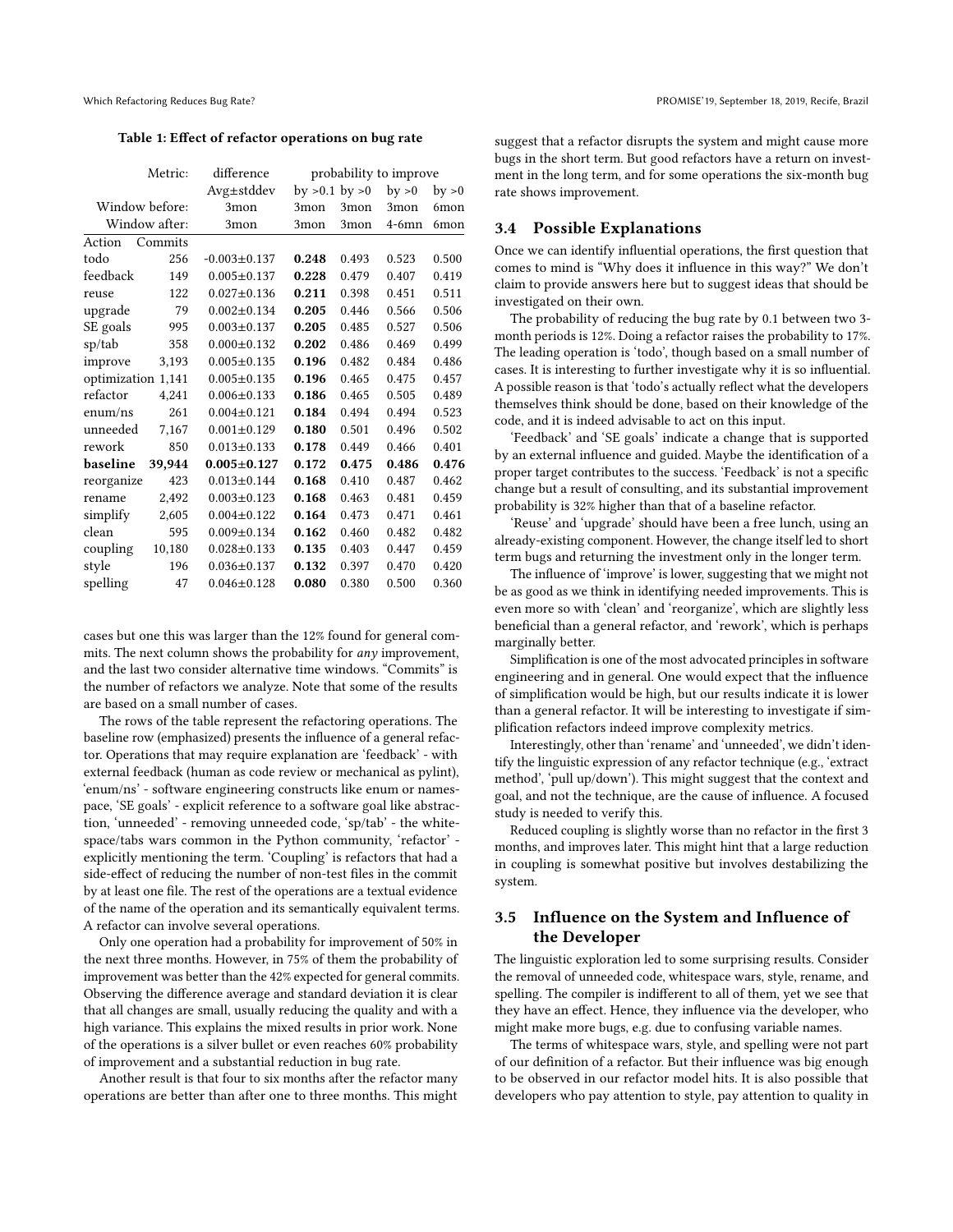**Table 1: Effect of refactor operations on bug rate**

| Metric: | | difference | probability to improve | | | |
|---|---|---|---|---|---|---|
| | | Avg±stddev | by >0.1 | by >0 | by >0 | by >0 |
| Window before: | | 3mon | 3mon | 3mon | 3mon | 6mon |
| Window after: | | 3mon | 3mon | 3mon | 4-6mn | 6mon |
| Action | Commits | | | | | |
| todo | 256 | -0.003±0.137 | **0.248** | 0.493 | 0.523 | 0.500 |
| feedback | 149 | 0.005±0.137 | **0.228** | 0.479 | 0.407 | 0.419 |
| reuse | 122 | 0.027±0.136 | **0.211** | 0.398 | 0.451 | 0.511 |
| upgrade | 79 | 0.002±0.134 | **0.205** | 0.446 | 0.566 | 0.506 |
| SE goals | 995 | 0.003±0.137 | **0.205** | 0.485 | 0.527 | 0.506 |
| sp/tab | 358 | 0.000±0.132 | **0.202** | 0.486 | 0.469 | 0.499 |
| improve | 3,193 | 0.005±0.135 | **0.196** | 0.482 | 0.484 | 0.486 |
| optimization | 1,141 | 0.005±0.135 | **0.196** | 0.465 | 0.475 | 0.457 |
| refactor | 4,241 | 0.006±0.133 | **0.186** | 0.465 | 0.505 | 0.489 |
| enum/ns | 261 | 0.004±0.121 | **0.184** | 0.494 | 0.494 | 0.523 |
| unneeded | 7,167 | 0.001±0.129 | **0.180** | 0.501 | 0.496 | 0.502 |
| rework | 850 | 0.013±0.133 | **0.178** | 0.449 | 0.466 | 0.401 |
| **baseline** | **39,944** | **0.005±0.127** | 0.172 | **0.475** | **0.486** | **0.476** |
| reorganize | 423 | 0.013±0.144 | **0.168** | 0.410 | 0.487 | 0.462 |
| rename | 2,492 | 0.003±0.123 | **0.168** | 0.463 | 0.481 | 0.459 |
| simplify | 2,605 | 0.004±0.122 | **0.164** | 0.473 | 0.471 | 0.461 |
| clean | 595 | 0.009±0.134 | **0.162** | 0.460 | 0.482 | 0.482 |
| coupling | 10,180 | 0.028±0.133 | **0.135** | 0.403 | 0.447 | 0.459 |
| style | 196 | 0.036±0.137 | **0.132** | 0.397 | 0.470 | 0.420 |
| spelling | 47 | 0.046±0.128 | **0.080** | 0.380 | 0.500 | 0.360 |

cases but one this was larger than the 12% found for general commits. The next column shows the probability for *any* improvement, and the last two consider alternative time windows. "Commits" is the number of refactors we analyze. Note that some of the results are based on a small number of cases.

The rows of the table represent the refactoring operations. The baseline row (emphasized) presents the influence of a general refactor. Operations that may require explanation are 'feedback' - with external feedback (human as code review or mechanical as pylint), 'enum/ns' - software engineering constructs like enum or namespace, 'SE goals' - explicit reference to a software goal like abstraction, 'unneeded' - removing unneeded code, 'sp/tab' - the whitespace/tabs wars common in the Python community, 'refactor' - explicitly mentioning the term. 'Coupling' is refactors that had a side-effect of reducing the number of non-test files in the commit by at least one file. The rest of the operations are a textual evidence of the name of the operation and its semantically equivalent terms. A refactor can involve several operations.

Only one operation had a probability for improvement of 50% in the next three months. However, in 75% of them the probability of improvement was better than the 42% expected for general commits. Observing the difference average and standard deviation it is clear that all changes are small, usually reducing the quality and with a high variance. This explains the mixed results in prior work. None of the operations is a silver bullet or even reaches 60% probability of improvement and a substantial reduction in bug rate.

Another result is that four to six months after the refactor many operations are better than after one to three months. This might suggest that a refactor disrupts the system and might cause more bugs in the short term. But good refactors have a return on investment in the long term, and for some operations the six-month bug rate shows improvement.

## 3.4 Possible Explanations

Once we can identify influential operations, the first question that comes to mind is "Why does it influence in this way?" We don't claim to provide answers here but to suggest ideas that should be investigated on their own.

The probability of reducing the bug rate by 0.1 between two 3-month periods is 12%. Doing a refactor raises the probability to 17%. The leading operation is 'todo', though based on a small number of cases. It is interesting to further investigate why it is so influential. A possible reason is that 'todo's actually reflect what the developers themselves think should be done, based on their knowledge of the code, and it is indeed advisable to act on this input.

'Feedback' and 'SE goals' indicate a change that is supported by an external influence and guided. Maybe the identification of a proper target contributes to the success. 'Feedback' is not a specific change but a result of consulting, and its substantial improvement probability is 32% higher than that of a baseline refactor.

'Reuse' and 'upgrade' should have been a free lunch, using an already-existing component. However, the change itself led to short term bugs and returning the investment only in the longer term.

The influence of 'improve' is lower, suggesting that we might not be as good as we think in identifying needed improvements. This is even more so with 'clean' and 'reorganize', which are slightly less beneficial than a general refactor, and 'rework', which is perhaps marginally better.

Simplification is one of the most advocated principles in software engineering and in general. One would expect that the influence of simplification would be high, but our results indicate it is lower than a general refactor. It will be interesting to investigate if simplification refactors indeed improve complexity metrics.

Interestingly, other than 'rename' and 'unneeded', we didn't identify the linguistic expression of any refactor technique (e.g., 'extract method', 'pull up/down'). This might suggest that the context and goal, and not the technique, are the cause of influence. A focused study is needed to verify this.

Reduced coupling is slightly worse than no refactor in the first 3 months, and improves later. This might hint that a large reduction in coupling is somewhat positive but involves destabilizing the system.

## 3.5 Influence on the System and Influence of the Developer

The linguistic exploration led to some surprising results. Consider the removal of unneeded code, whitespace wars, style, rename, and spelling. The compiler is indifferent to all of them, yet we see that they have an effect. Hence, they influence via the developer, who might make more bugs, e.g. due to confusing variable names.

The terms of whitespace wars, style, and spelling were not part of our definition of a refactor. But their influence was big enough to be observed in our refactor model hits. It is also possible that developers who pay attention to style, pay attention to quality in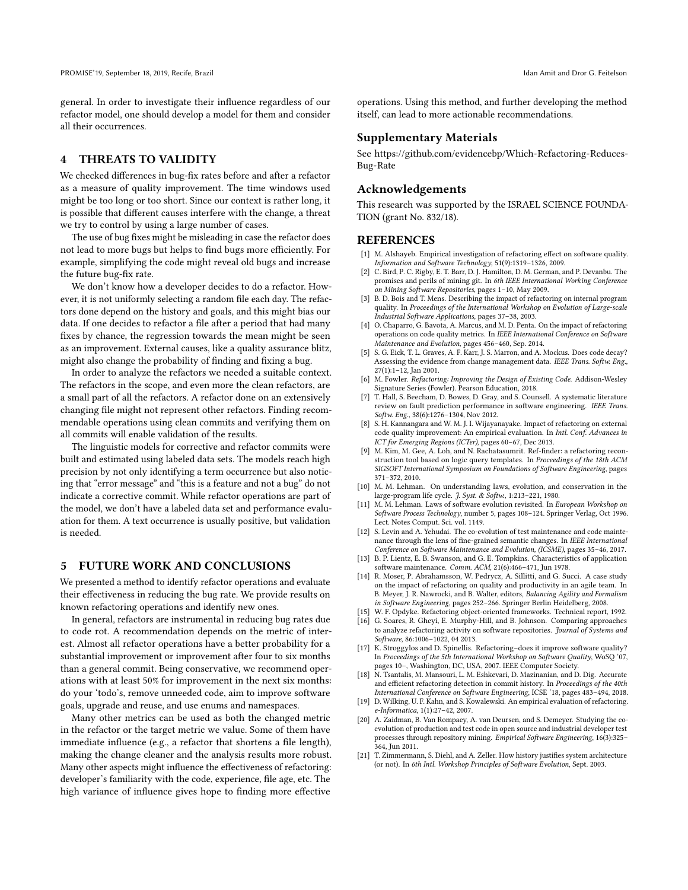general. In order to investigate their influence regardless of our refactor model, one should develop a model for them and consider all their occurrences.

## 4 THREATS TO VALIDITY

We checked differences in bug-fix rates before and after a refactor as a measure of quality improvement. The time windows used might be too long or too short. Since our context is rather long, it is possible that different causes interfere with the change, a threat we try to control by using a large number of cases.

The use of bug fixes might be misleading in case the refactor does not lead to more bugs but helps to find bugs more efficiently. For example, simplifying the code might reveal old bugs and increase the future bug-fix rate.

We don't know how a developer decides to do a refactor. However, it is not uniformly selecting a random file each day. The refactors done depend on the history and goals, and this might bias our data. If one decides to refactor a file after a period that had many fixes by chance, the regression towards the mean might be seen as an improvement. External causes, like a quality assurance blitz, might also change the probability of finding and fixing a bug.

In order to analyze the refactors we needed a suitable context. The refactors in the scope, and even more the clean refactors, are a small part of all the refactors. A refactor done on an extensively changing file might not represent other refactors. Finding recommendable operations using clean commits and verifying them on all commits will enable validation of the results.

The linguistic models for corrective and refactor commits were built and estimated using labeled data sets. The models reach high precision by not only identifying a term occurrence but also noticing that "error message" and "this is a feature and not a bug" do not indicate a corrective commit. While refactor operations are part of the model, we don't have a labeled data set and performance evaluation for them. A text occurrence is usually positive, but validation is needed.

## 5 FUTURE WORK AND CONCLUSIONS

We presented a method to identify refactor operations and evaluate their effectiveness in reducing the bug rate. We provide results on known refactoring operations and identify new ones.

In general, refactors are instrumental in reducing bug rates due to code rot. A recommendation depends on the metric of interest. Almost all refactor operations have a better probability for a substantial improvement or improvement after four to six months than a general commit. Being conservative, we recommend operations with at least 50% for improvement in the next six months: do your 'todo's, remove unneeded code, aim to improve software goals, upgrade and reuse, and use enums and namespaces.

Many other metrics can be used as both the changed metric in the refactor or the target metric we value. Some of them have immediate influence (e.g., a refactor that shortens a file length), making the change cleaner and the analysis results more robust. Many other aspects might influence the effectiveness of refactoring: developer's familiarity with the code, experience, file age, etc. The high variance of influence gives hope to finding more effective operations. Using this method, and further developing the method itself, can lead to more actionable recommendations.

## Supplementary Materials

See https://github.com/evidencebp/Which-Refactoring-Reduces-Bug-Rate

## Acknowledgements

This research was supported by the ISRAEL SCIENCE FOUNDATION (grant No. 832/18).

## REFERENCES

[1] M. Alshayeb. Empirical investigation of refactoring effect on software quality. *Information and Software Technology*, 51(9):1319–1326, 2009.

[2] C. Bird, P. C. Rigby, E. T. Barr, D. J. Hamilton, D. M. German, and P. Devanbu. The promises and perils of mining git. In *6th IEEE International Working Conference on Mining Software Repositories*, pages 1–10, May 2009.

[3] B. D. Bois and T. Mens. Describing the impact of refactoring on internal program quality. In *Proceedings of the International Workshop on Evolution of Large-scale Industrial Software Applications*, pages 37–38, 2003.

[4] O. Chaparro, G. Bavota, A. Marcus, and M. D. Penta. On the impact of refactoring operations on code quality metrics. In *IEEE International Conference on Software Maintenance and Evolution*, pages 456–460, Sep. 2014.

[5] S. G. Eick, T. L. Graves, A. F. Karr, J. S. Marron, and A. Mockus. Does code decay? Assessing the evidence from change management data. *IEEE Trans. Softw. Eng.*, 27(1):1–12, Jan 2001.

[6] M. Fowler. *Refactoring: Improving the Design of Existing Code*. Addison-Wesley Signature Series (Fowler). Pearson Education, 2018.

[7] T. Hall, S. Beecham, D. Bowes, D. Gray, and S. Counsell. A systematic literature review on fault prediction performance in software engineering. *IEEE Trans. Softw. Eng.*, 38(6):1276–1304, Nov 2012.

[8] S. H. Kannangara and W. M. J. I. Wijayanayake. Impact of refactoring on external code quality improvement: An empirical evaluation. In *Intl. Conf. Advances in ICT for Emerging Regions (ICTer)*, pages 60–67, Dec 2013.

[9] M. Kim, M. Gee, A. Loh, and N. Rachatasumrit. Ref-finder: a refactoring reconstruction tool based on logic query templates. In *Proceedings of the 18th ACM SIGSOFT International Symposium on Foundations of Software Engineering*, pages 371–372, 2010.

[10] M. M. Lehman. On understanding laws, evolution, and conservation in the large-program life cycle. *J. Syst. & Softw.*, 1:213–221, 1980.

[11] M. M. Lehman. Laws of software evolution revisited. In *European Workshop on Software Process Technology*, number 5, pages 108–124. Springer Verlag, Oct 1996. Lect. Notes Comput. Sci. vol. 1149.

[12] S. Levin and A. Yehudai. The co-evolution of test maintenance and code maintenance through the lens of fine-grained semantic changes. In *IEEE International Conference on Software Maintenance and Evolution, (ICSME)*, pages 35–46, 2017.

[13] B. P. Lientz, E. B. Swanson, and G. E. Tompkins. Characteristics of application software maintenance. *Comm. ACM*, 21(6):466–471, Jun 1978.

[14] R. Moser, P. Abrahamsson, W. Pedrycz, A. Sillitti, and G. Succi. A case study on the impact of refactoring on quality and productivity in an agile team. In B. Meyer, J. R. Nawrocki, and B. Walter, editors, *Balancing Agility and Formalism in Software Engineering*, pages 252–266. Springer Berlin Heidelberg, 2008.

[15] W. F. Opdyke. Refactoring object-oriented frameworks. Technical report, 1992.

[16] G. Soares, R. Gheyi, E. Murphy-Hill, and B. Johnson. Comparing approaches to analyze refactoring activity on software repositories. *Journal of Systems and Software*, 86:1006–1022, 04 2013.

[17] K. Stroggylos and D. Spinellis. Refactoring–does it improve software quality? In *Proceedings of the 5th International Workshop on Software Quality*, WoSQ '07, pages 10–, Washington, DC, USA, 2007. IEEE Computer Society.

[18] N. Tsantalis, M. Mansouri, L. M. Eshkevari, D. Mazinanian, and D. Dig. Accurate and efficient refactoring detection in commit history. In *Proceedings of the 40th International Conference on Software Engineering*, ICSE '18, pages 483–494, 2018.

[19] D. Wilking, U. F. Kahn, and S. Kowalewski. An empirical evaluation of refactoring. *e-Informatica*, 1(1):27–42, 2007.

[20] A. Zaidman, B. Van Rompaey, A. van Deursen, and S. Demeyer. Studying the co-evolution of production and test code in open source and industrial developer test processes through repository mining. *Empirical Software Engineering*, 16(3):325–364, Jun 2011.

[21] T. Zimmermann, S. Diehl, and A. Zeller. How history justifies system architecture (or not). In *6th Intl. Workshop Principles of Software Evolution*, Sept. 2003.